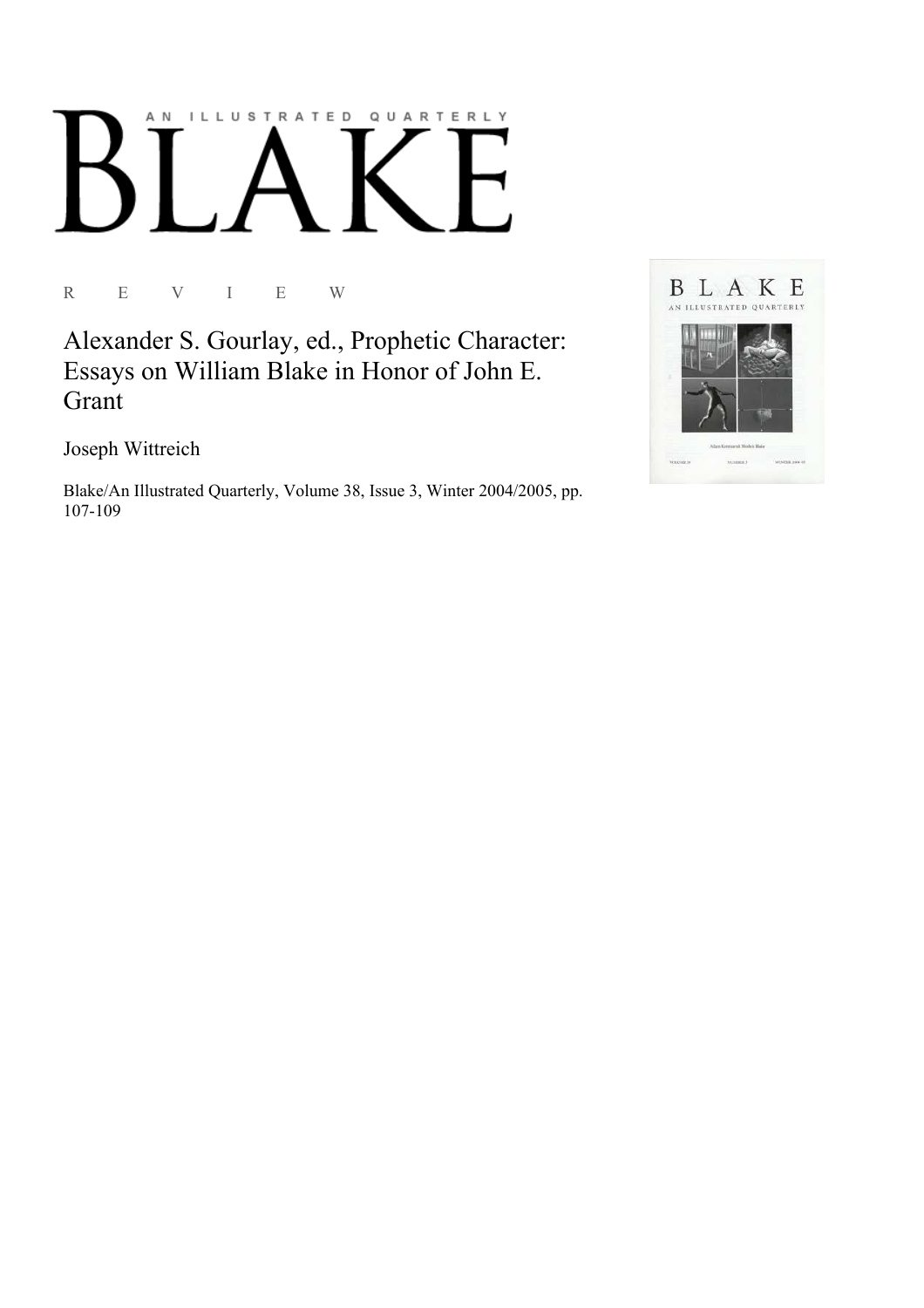AN ILLUSTRATED QUARTERLY

# BLAKE

R E V I E W

## Alexander S. Gourlay, ed., Prophetic Character: Essays on William Blake in Honor of John E. Grant

Joseph Wittreich

Blake/An Illustrated Quarterly, Volume 38, Issue 3, Winter 2004/2005, pp. 107-109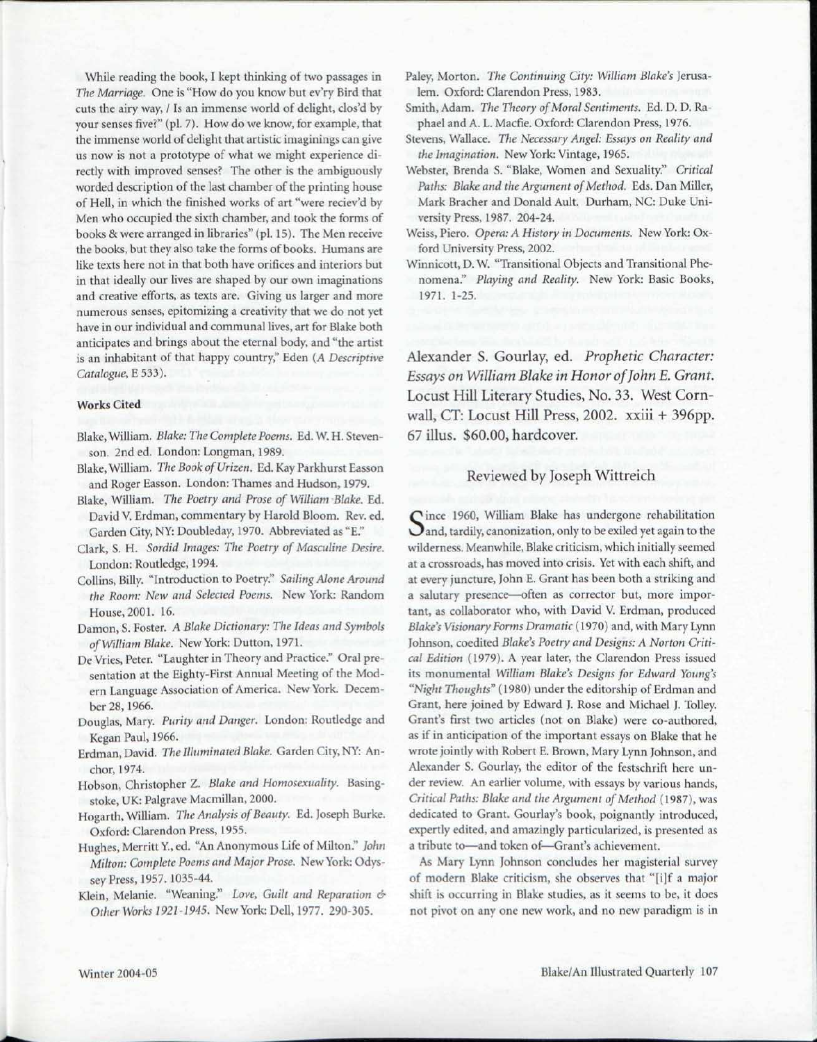While reading the book, I kept thinking of two passages in *The Marriage*. One is "How do you know but ev'ry Bird that cuts the airy way, / Is an immense world of delight, clos'd by your senses five?" (pl. 7). How do we know, for example, that the immense world of delight that artistic imaginings can give us now is not a prototype of what we might experience directly with improved senses? The other is the ambiguously worded description of the last chamber of the printing house of Hell, in which the finished works of art "were reciev'd by Men who occupied the sixth chamber, and took the forms of books & were arranged in libraries" (pl. 15). The Men receive the books, but they also take the forms of books. Humans are like texts here not in that both have orifices and interiors but in that ideally our lives are shaped by our own imaginations and creative efforts, as texts are. Giving us larger and more numerous senses, epitomizing a creativity that we do not yet have in our individual and communal lives, art for Blake both anticipates and brings about the eternal body, and "the artist is an inhabitant of that happy country," Eden (*A Descriptive Catalogue*, E 533).

#### Works Cited

Blake, William. *Blake: The Complete Poems*. Ed. W. H. Stevenson. 2nd ed. London: Longman, 1989.

Blake, William. *The Book of Urizen*. Ed. Kay Parkhurst Easson and Roger Easson. London: Thames and Hudson, 1979.

Blake, William. *The Poetry and Prose of William Blake*. Ed. David V. Erdman, commentary by Harold Bloom. Rev. ed. Garden City, NY: Doubleday, 1970. Abbreviated as "E."

Clark, S. H. *Sordid Images: The Poetry of Masculine Desire*. London: Routledge, 1994.

Collins, Billy. "Introduction to Poetry." *Sailing Alone Around the Room: New and Selected Poems*. New York: Random House, 2001. 16.

Damon, S. Foster. *A Blake Dictionary: The Ideas and Symbols of William Blake*. New York: Dutton, 1971.

De Vries, Peter. "Laughter in Theory and Practice." Oral presentation at the Eighty-First Annual Meeting of the Modern Language Association of America. New York. December 28, 1966.

Douglas, Mary. *Purity and Danger*. London: Routledge and Kegan Paul, 1966.

Erdman, David. *The Illuminated Blake*. Garden City, NY: Anchor, 1974.

Hobson, Christopher Z. *Blake and Homosexuality*. Basingstoke, UK: Palgrave Macmillan, 2000.

Hogarth, William. *The Analysis of Beauty*. Ed. Joseph Burke. Oxford: Clarendon Press, 1955.

Hughes, Merritt Y., ed. "An Anonymous Life of Milton." *John Milton: Complete Poems and Major Prose*. New York: Odyssey Press, 1957. 1035-44.

Klein, Melanie. "Weaning." *Love, Guilt and Reparation & Other Works 1921-1945*. New York: Dell, 1977. 290-305.

Paley, Morton. *The Continuing City: William Blake's Jerusalem*. Oxford: Clarendon Press, 1983.

Smith, Adam. *The Theory of Moral Sentiments*. Ed. D. D. Raphael and A. L. Macfie. Oxford: Clarendon Press, 1976.

Stevens, Wallace. *The Necessary Angel: Essays on Reality and the Imagination*. New York: Vintage, 1965.

Webster, Brenda S. "Blake, Women and Sexuality." *Critical Paths: Blake and the Argument of Method*. Eds. Dan Miller, Mark Bracher and Donald Ault. Durham, NC: Duke University Press, 1987. 204-24.

Weiss, Piero. *Opera: A History in Documents*. New York: Oxford University Press, 2002.

Winnicott, D. W. "Transitional Objects and Transitional Phenomena." *Playing and Reality*. New York: Basic Books, 1971. 1-25.

## Alexander S. Gourlay, ed. *Prophetic Character: Essays on William Blake in Honor of John E. Grant*. Locust Hill Literary Studies, No. 33. West Cornwall, CT: Locust Hill Press, 2002. xxiii + 396pp. 67 illus. $60.00, hardcover.

### Reviewed by Joseph Wittreich

Since 1960, William Blake has undergone rehabilitation and, tardily, canonization, only to be exiled yet again to the wilderness. Meanwhile, Blake criticism, which initially seemed at a crossroads, has moved into crisis. Yet with each shift, and at every juncture, John E. Grant has been both a striking and a salutary presence—often as corrector but, more important, as collaborator who, with David V. Erdman, produced *Blake's Visionary Forms Dramatic* (1970) and, with Mary Lynn Johnson, coedited *Blake's Poetry and Designs: A Norton Critical Edition* (1979). A year later, the Clarendon Press issued its monumental *William Blake's Designs for Edward Young's "Night Thoughts"* (1980) under the editorship of Erdman and Grant, here joined by Edward J. Rose and Michael J. Tolley. Grant's first two articles (not on Blake) were co-authored, as if in anticipation of the important essays on Blake that he wrote jointly with Robert E. Brown, Mary Lynn Johnson, and Alexander S. Gourlay, the editor of the festschrift here under review. An earlier volume, with essays by various hands, *Critical Paths: Blake and the Argument of Method* (1987), was dedicated to Grant. Gourlay's book, poignantly introduced, expertly edited, and amazingly particularized, is presented as a tribute to—and token of—Grant's achievement.

As Mary Lynn Johnson concludes her magisterial survey of modern Blake criticism, she observes that "[i]f a major shift is occurring in Blake studies, as it seems to be, it does not pivot on any one new work, and no new paradigm is in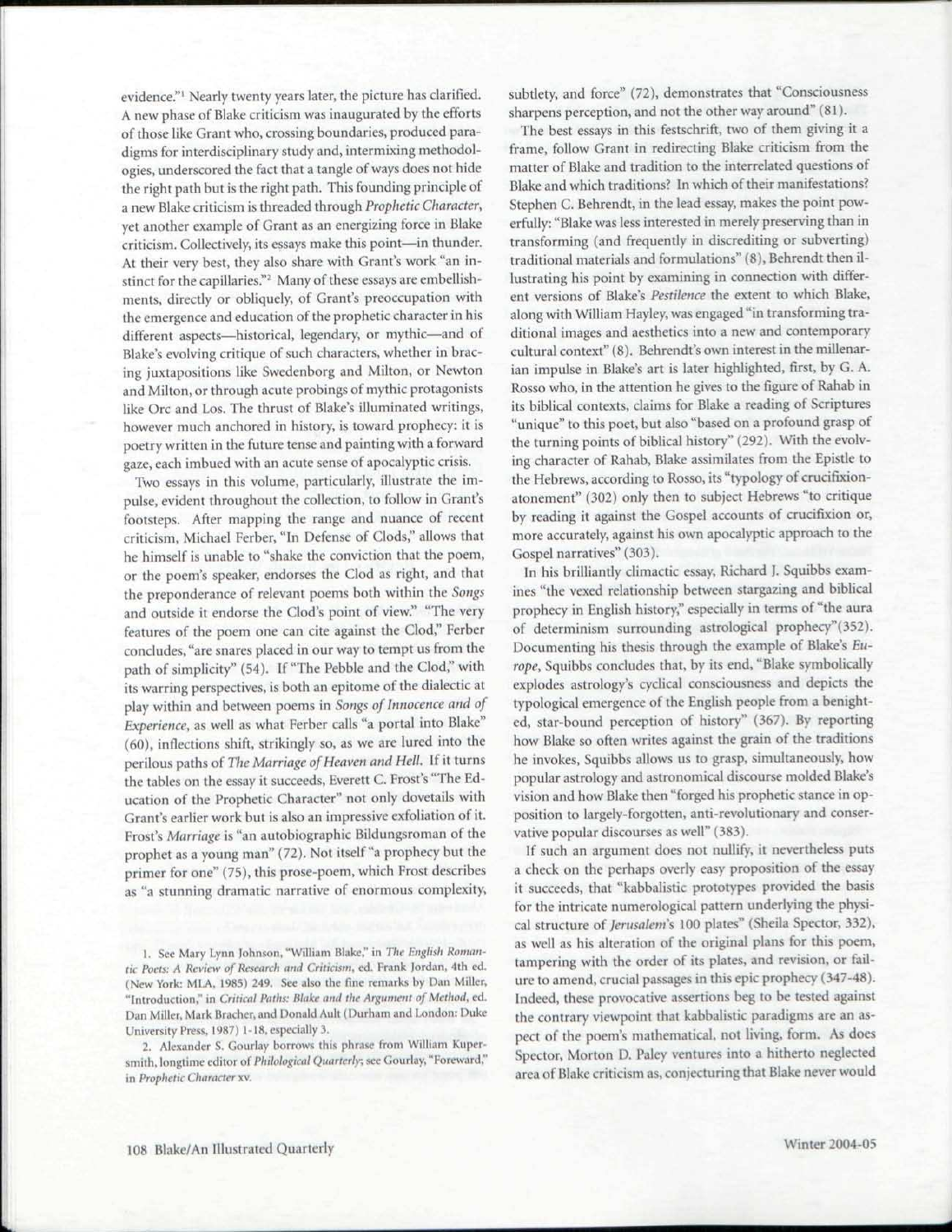evidence."[1] Nearly twenty years later, the picture has clarified. A new phase of Blake criticism was inaugurated by the efforts of those like Grant who, crossing boundaries, produced paradigms for interdisciplinary study and, intermixing methodologies, underscored the fact that a tangle of ways does not hide the right path but is the right path. This founding principle of a new Blake criticism is threaded through *Prophetic Character*, yet another example of Grant as an energizing force in Blake criticism. Collectively, its essays make this point—in thunder. At their very best, they also share with Grant's work "an instinct for the capillaries."[2] Many of these essays are embellishments, directly or obliquely, of Grant's preoccupation with the emergence and education of the prophetic character in his different aspects—historical, legendary, or mythic—and of Blake's evolving critique of such characters, whether in bracing juxtapositions like Swedenborg and Milton, or Newton and Milton, or through acute probings of mythic protagonists like Orc and Los. The thrust of Blake's illuminated writings, however much anchored in history, is toward prophecy: it is poetry written in the future tense and painting with a forward gaze, each imbued with an acute sense of apocalyptic crisis.

Two essays in this volume, particularly, illustrate the impulse, evident throughout the collection, to follow in Grant's footsteps. After mapping the range and nuance of recent criticism, Michael Ferber, "In Defense of Clods," allows that he himself is unable to "shake the conviction that the poem, or the poem's speaker, endorses the Clod as right, and that the preponderance of relevant poems both within the *Songs* and outside it endorse the Clod's point of view." "The very features of the poem one can cite against the Clod," Ferber concludes, "are snares placed in our way to tempt us from the path of simplicity" (54). If "The Pebble and the Clod," with its warring perspectives, is both an epitome of the dialectic at play within and between poems in *Songs of Innocence and of Experience*, as well as what Ferber calls "a portal into Blake" (60), inflections shift, strikingly so, as we are lured into the perilous paths of *The Marriage of Heaven and Hell*. If it turns the tables on the essay it succeeds, Everett C. Frost's "The Education of the Prophetic Character" not only dovetails with Grant's earlier work but is also an impressive exfoliation of it. Frost's *Marriage* is "an autobiographic Bildungsroman of the prophet as a young man" (72). Not itself "a prophecy but the primer for one" (75), this prose-poem, which Frost describes as "a stunning dramatic narrative of enormous complexity, subtlety, and force" (72), demonstrates that "Consciousness sharpens perception, and not the other way around" (81).

The best essays in this festschrift, two of them giving it a frame, follow Grant in redirecting Blake criticism from the matter of Blake and tradition to the interrelated questions of Blake and which traditions? In which of their manifestations? Stephen C. Behrendt, in the lead essay, makes the point powerfully: "Blake was less interested in merely preserving than in transforming (and frequently in discrediting or subverting) traditional materials and formulations" (8), Behrendt then illustrating his point by examining in connection with different versions of Blake's *Pestilence* the extent to which Blake, along with William Hayley, was engaged "in transforming traditional images and aesthetics into a new and contemporary cultural context" (8). Behrendt's own interest in the millenarian impulse in Blake's art is later highlighted, first, by G. A. Rosso who, in the attention he gives to the figure of Rahab in its biblical contexts, claims for Blake a reading of Scriptures "unique" to this poet, but also "based on a profound grasp of the turning points of biblical history" (292). With the evolving character of Rahab, Blake assimilates from the Epistle to the Hebrews, according to Rosso, its "typology of crucifixion-atonement" (302) only then to subject Hebrews "to critique by reading it against the Gospel accounts of crucifixion or, more accurately, against his own apocalyptic approach to the Gospel narratives" (303).

In his brilliantly climactic essay, Richard J. Squibbs examines "the vexed relationship between stargazing and biblical prophecy in English history," especially in terms of "the aura of determinism surrounding astrological prophecy"(352). Documenting his thesis through the example of Blake's *Europe*, Squibbs concludes that, by its end, "Blake symbolically explodes astrology's cyclical consciousness and depicts the typological emergence of the English people from a benighted, star-bound perception of history" (367). By reporting how Blake so often writes against the grain of the traditions he invokes, Squibbs allows us to grasp, simultaneously, how popular astrology and astronomical discourse molded Blake's vision and how Blake then "forged his prophetic stance in opposition to largely-forgotten, anti-revolutionary and conservative popular discourses as well" (383).

If such an argument does not nullify, it nevertheless puts a check on the perhaps overly easy proposition of the essay it succeeds, that "kabbalistic prototypes provided the basis for the intricate numerological pattern underlying the physical structure of *Jerusalem*'s 100 plates" (Sheila Spector, 332), as well as his alteration of the original plans for this poem, tampering with the order of its plates, and revision, or failure to amend, crucial passages in this epic prophecy (347-48). Indeed, these provocative assertions beg to be tested against the contrary viewpoint that kabbalistic paradigms are an aspect of the poem's mathematical, not living, form. As does Spector, Morton D. Paley ventures into a hitherto neglected area of Blake criticism as, conjecturing that Blake never would

1. See Mary Lynn Johnson, "William Blake," in *The English Romantic Poets: A Review of Research and Criticism*, ed. Frank Jordan, 4th ed. (New York: MLA, 1985) 249. See also the fine remarks by Dan Miller, "Introduction," in *Critical Paths: Blake and the Argument of Method*, ed. Dan Miller, Mark Bracher, and Donald Ault (Durham and London: Duke University Press, 1987) 1-18, especially 3.

2. Alexander S. Gourlay borrows this phrase from William Kupersmith, longtime editor of *Philological Quarterly*; see Gourlay, "Foreward," in *Prophetic Character* xv.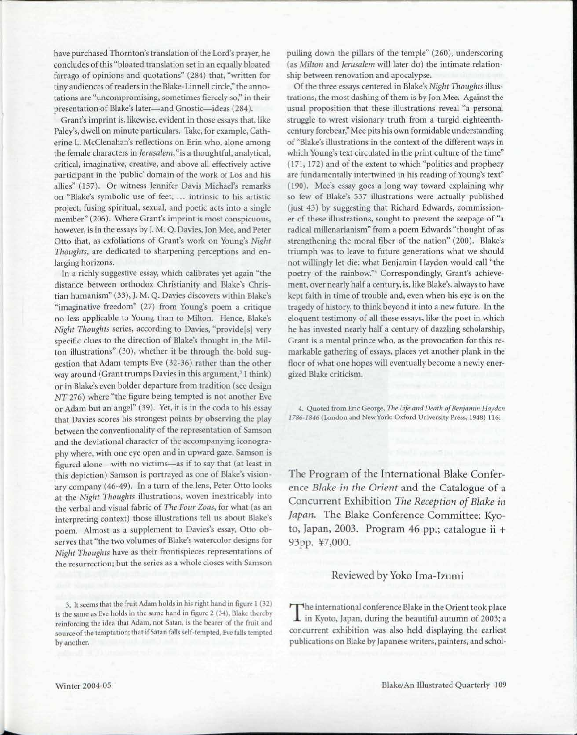have purchased Thornton's translation of the Lord's prayer, he concludes of this "bloated translation set in an equally bloated farrago of opinions and quotations" (284) that, "written for tiny audiences of readers in the Blake-Linnell circle," the annotations are "uncompromising, sometimes fiercely so," in their presentation of Blake's later—and Gnostic—ideas (284).

Grant's imprint is, likewise, evident in those essays that, like Paley's, dwell on minute particulars. Take, for example, Catherine L. McClenahan's reflections on Erin who, alone among the female characters in *Jerusalem*, "is a thoughtful, analytical, critical, imaginative, creative, and above all effectively active participant in the 'public' domain of the work of Los and his allies" (157). Or witness Jennifer Davis Michael's remarks on "Blake's symbolic use of feet, ... intrinsic to his artistic project, fusing spiritual, sexual, and poetic acts into a single member" (206). Where Grant's imprint is most conspicuous, however, is in the essays by J. M. Q. Davies, Jon Mee, and Peter Otto that, as exfoliations of Grant's work on Young's *Night Thoughts*, are dedicated to sharpening perceptions and enlarging horizons.

In a richly suggestive essay, which calibrates yet again "the distance between orthodox Christianity and Blake's Christian humanism" (33), J. M. Q. Davies discovers within Blake's "imaginative freedom" (27) from Young's poem a critique no less applicable to Young than to Milton. Hence, Blake's *Night Thoughts* series, according to Davies, "provide[s] very specific clues to the direction of Blake's thought in the Milton illustrations" (30), whether it be through the bold suggestion that Adam tempts Eve (32-36) rather than the other way around (Grant trumps Davies in this argument,[3] I think) or in Blake's even bolder departure from tradition (see design *NT* 276) where "the figure being tempted is not another Eve or Adam but an angel" (39). Yet, it is in the coda to his essay that Davies scores his strongest points by observing the play between the conventionality of the representation of Samson and the deviational character of the accompanying iconography where, with one eye open and in upward gaze, Samson is figured alone—with no victims—as if to say that (at least in this depiction) Samson is portrayed as one of Blake's visionary company (46-49). In a turn of the lens, Peter Otto looks at the *Night Thoughts* illustrations, woven inextricably into the verbal and visual fabric of *The Four Zoas*, for what (as an interpreting context) those illustrations tell us about Blake's poem. Almost as a supplement to Davies's essay, Otto observes that "the two volumes of Blake's watercolor designs for *Night Thoughts* have as their frontispieces representations of the resurrection; but the series as a whole closes with Samson pulling down the pillars of the temple" (260), underscoring (as *Milton* and *Jerusalem* will later do) the intimate relationship between renovation and apocalypse.

Of the three essays centered in Blake's *Night Thoughts* illustrations, the most dashing of them is by Jon Mee. Against the usual proposition that these illustrations reveal "a personal struggle to wrest visionary truth from a turgid eighteenth-century forebear," Mee pits his own formidable understanding of "Blake's illustrations in the context of the different ways in which Young's text circulated in the print culture of the time" (171, 172) and of the extent to which "politics and prophecy are fundamentally intertwined in his reading of Young's text" (190). Mee's essay goes a long way toward explaining why so few of Blake's 537 illustrations were actually published (just 43) by suggesting that Richard Edwards, commissioner of these illustrations, sought to prevent the seepage of "a radical millenarianism" from a poem Edwards "thought of as strengthening the moral fiber of the nation" (200). Blake's triumph was to leave to future generations what we should not willingly let die: what Benjamin Haydon would call "the poetry of the rainbow."[4] Correspondingly, Grant's achievement, over nearly half a century, is, like Blake's, always to have kept faith in time of trouble and, even when his eye is on the tragedy of history, to think beyond it into a new future. In the eloquent testimony of all these essays, like the poet in which he has invested nearly half a century of dazzling scholarship, Grant is a mental prince who, as the provocation for this remarkable gathering of essays, places yet another plank in the floor of what one hopes will eventually become a newly energized Blake criticism.

3. It seems that the fruit Adam holds in his right hand in figure 1 (32) is the same as Eve holds in the same hand in figure 2 (34), Blake thereby reinforcing the idea that Adam, not Satan, is the bearer of the fruit and source of the temptation; that if Satan falls self-tempted, Eve falls tempted by another.

4. Quoted from Eric George, *The Life and Death of Benjamin Haydon 1786-1846* (London and New York: Oxford University Press, 1948) 116.

## The Program of the International Blake Conference *Blake in the Orient* and the Catalogue of a Concurrent Exhibition *The Reception of Blake in Japan.* The Blake Conference Committee: Kyoto, Japan, 2003. Program 46 pp.; catalogue ii + 93pp. ¥7,000.

### Reviewed by Yoko Ima-Izumi

The international conference Blake in the Orient took place in Kyoto, Japan, during the beautiful autumn of 2003; a concurrent exhibition was also held displaying the earliest publications on Blake by Japanese writers, painters, and schol-